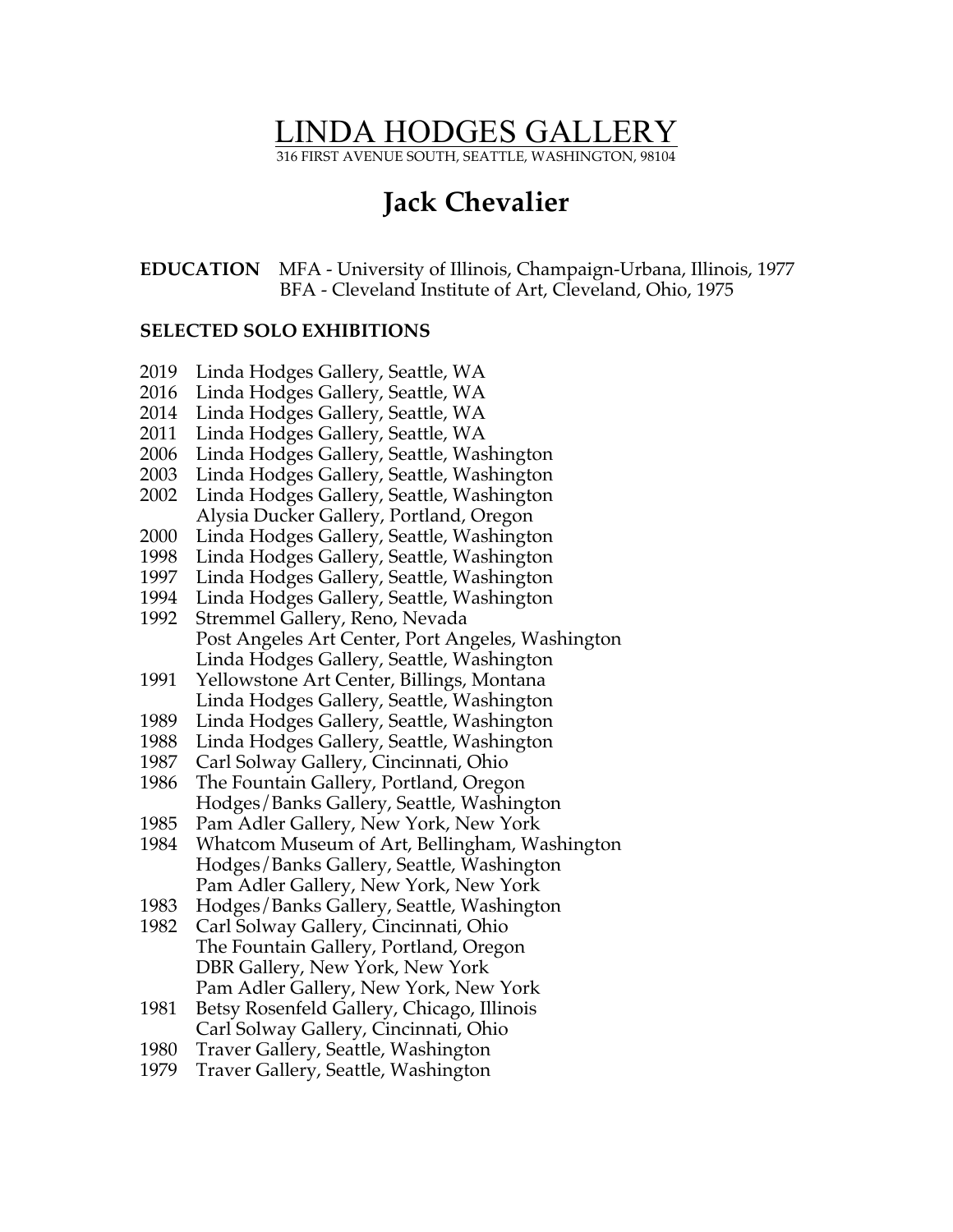# LINDA HODGES GALLERY

316 FIRST AVENUE SOUTH, SEATTLE, WASHINGTON, 98104

## Jack Chevalier

**EDUCATION** MFA - University of Illinois, Champaign-Urbana, Illinois, 1977
BFA - Cleveland Institute of Art, Cleveland, Ohio, 1975

### SELECTED SOLO EXHIBITIONS

2019 Linda Hodges Gallery, Seattle, WA
2016 Linda Hodges Gallery, Seattle, WA
2014 Linda Hodges Gallery, Seattle, WA
2011 Linda Hodges Gallery, Seattle, WA
2006 Linda Hodges Gallery, Seattle, Washington
2003 Linda Hodges Gallery, Seattle, Washington
2002 Linda Hodges Gallery, Seattle, Washington
Alysia Ducker Gallery, Portland, Oregon
2000 Linda Hodges Gallery, Seattle, Washington
1998 Linda Hodges Gallery, Seattle, Washington
1997 Linda Hodges Gallery, Seattle, Washington
1994 Linda Hodges Gallery, Seattle, Washington
1992 Stremmel Gallery, Reno, Nevada
Post Angeles Art Center, Port Angeles, Washington
Linda Hodges Gallery, Seattle, Washington
1991 Yellowstone Art Center, Billings, Montana
Linda Hodges Gallery, Seattle, Washington
1989 Linda Hodges Gallery, Seattle, Washington
1988 Linda Hodges Gallery, Seattle, Washington
1987 Carl Solway Gallery, Cincinnati, Ohio
1986 The Fountain Gallery, Portland, Oregon
Hodges/Banks Gallery, Seattle, Washington
1985 Pam Adler Gallery, New York, New York
1984 Whatcom Museum of Art, Bellingham, Washington
Hodges/Banks Gallery, Seattle, Washington
Pam Adler Gallery, New York, New York
1983 Hodges/Banks Gallery, Seattle, Washington
1982 Carl Solway Gallery, Cincinnati, Ohio
The Fountain Gallery, Portland, Oregon
DBR Gallery, New York, New York
Pam Adler Gallery, New York, New York
1981 Betsy Rosenfeld Gallery, Chicago, Illinois
Carl Solway Gallery, Cincinnati, Ohio
1980 Traver Gallery, Seattle, Washington
1979 Traver Gallery, Seattle, Washington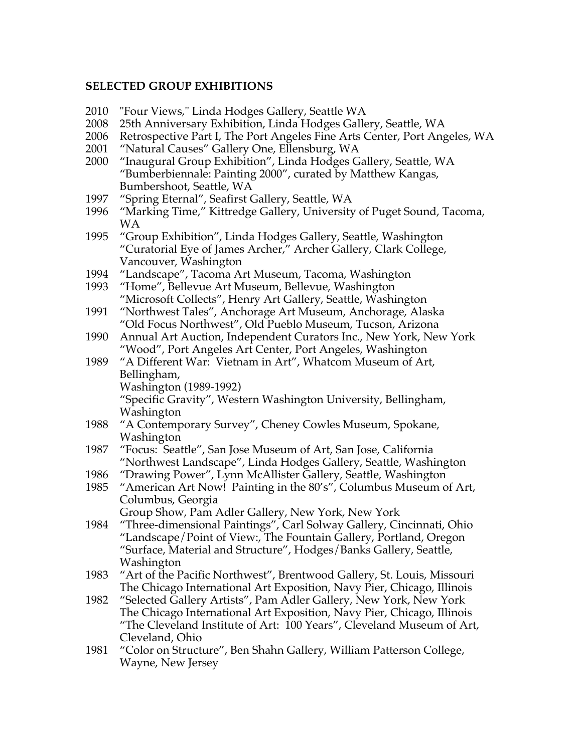**SELECTED GROUP EXHIBITIONS**

2010 "Four Views," Linda Hodges Gallery, Seattle WA
2008 25th Anniversary Exhibition, Linda Hodges Gallery, Seattle, WA
2006 Retrospective Part I, The Port Angeles Fine Arts Center, Port Angeles, WA
2001 "Natural Causes" Gallery One, Ellensburg, WA
2000 "Inaugural Group Exhibition", Linda Hodges Gallery, Seattle, WA
"Bumberbiennale: Painting 2000", curated by Matthew Kangas, Bumbershoot, Seattle, WA
1997 "Spring Eternal", Seafirst Gallery, Seattle, WA
1996 "Marking Time," Kittredge Gallery, University of Puget Sound, Tacoma, WA
1995 "Group Exhibition", Linda Hodges Gallery, Seattle, Washington
"Curatorial Eye of James Archer," Archer Gallery, Clark College, Vancouver, Washington
1994 "Landscape", Tacoma Art Museum, Tacoma, Washington
1993 "Home", Bellevue Art Museum, Bellevue, Washington
"Microsoft Collects", Henry Art Gallery, Seattle, Washington
1991 "Northwest Tales", Anchorage Art Museum, Anchorage, Alaska
"Old Focus Northwest", Old Pueblo Museum, Tucson, Arizona
1990 Annual Art Auction, Independent Curators Inc., New York, New York
"Wood", Port Angeles Art Center, Port Angeles, Washington
1989 "A Different War: Vietnam in Art", Whatcom Museum of Art, Bellingham,
Washington (1989-1992)
"Specific Gravity", Western Washington University, Bellingham, Washington
1988 "A Contemporary Survey", Cheney Cowles Museum, Spokane, Washington
1987 "Focus: Seattle", San Jose Museum of Art, San Jose, California
"Northwest Landscape", Linda Hodges Gallery, Seattle, Washington
1986 "Drawing Power", Lynn McAllister Gallery, Seattle, Washington
1985 "American Art Now! Painting in the 80's", Columbus Museum of Art, Columbus, Georgia
Group Show, Pam Adler Gallery, New York, New York
1984 "Three-dimensional Paintings", Carl Solway Gallery, Cincinnati, Ohio
"Landscape/Point of View:, The Fountain Gallery, Portland, Oregon
"Surface, Material and Structure", Hodges/Banks Gallery, Seattle, Washington
1983 "Art of the Pacific Northwest", Brentwood Gallery, St. Louis, Missouri
The Chicago International Art Exposition, Navy Pier, Chicago, Illinois
1982 "Selected Gallery Artists", Pam Adler Gallery, New York, New York
The Chicago International Art Exposition, Navy Pier, Chicago, Illinois
"The Cleveland Institute of Art: 100 Years", Cleveland Museum of Art, Cleveland, Ohio
1981 "Color on Structure", Ben Shahn Gallery, William Patterson College, Wayne, New Jersey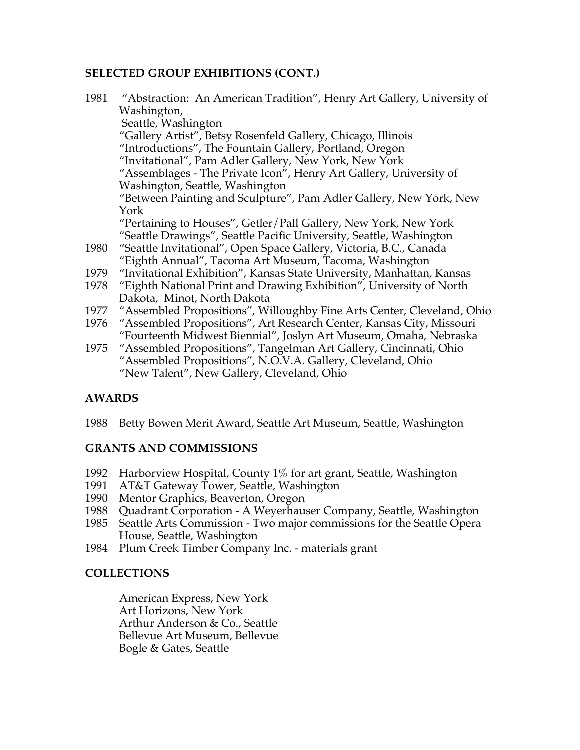## SELECTED GROUP EXHIBITIONS (CONT.)

1981 "Abstraction: An American Tradition", Henry Art Gallery, University of Washington, Seattle, Washington
"Gallery Artist", Betsy Rosenfeld Gallery, Chicago, Illinois
"Introductions", The Fountain Gallery, Portland, Oregon
"Invitational", Pam Adler Gallery, New York, New York
"Assemblages - The Private Icon", Henry Art Gallery, University of Washington, Seattle, Washington
"Between Painting and Sculpture", Pam Adler Gallery, New York, New York
"Pertaining to Houses", Getler/Pall Gallery, New York, New York
"Seattle Drawings", Seattle Pacific University, Seattle, Washington

1980 "Seattle Invitational", Open Space Gallery, Victoria, B.C., Canada
"Eighth Annual", Tacoma Art Museum, Tacoma, Washington

1979 "Invitational Exhibition", Kansas State University, Manhattan, Kansas

1978 "Eighth National Print and Drawing Exhibition", University of North Dakota, Minot, North Dakota

1977 "Assembled Propositions", Willoughby Fine Arts Center, Cleveland, Ohio

1976 "Assembled Propositions", Art Research Center, Kansas City, Missouri
"Fourteenth Midwest Biennial", Joslyn Art Museum, Omaha, Nebraska

1975 "Assembled Propositions", Tangelman Art Gallery, Cincinnati, Ohio
"Assembled Propositions", N.O.V.A. Gallery, Cleveland, Ohio
"New Talent", New Gallery, Cleveland, Ohio

## AWARDS

1988 Betty Bowen Merit Award, Seattle Art Museum, Seattle, Washington

## GRANTS AND COMMISSIONS

1992 Harborview Hospital, County 1% for art grant, Seattle, Washington
1991 AT&T Gateway Tower, Seattle, Washington
1990 Mentor Graphics, Beaverton, Oregon
1988 Quadrant Corporation - A Weyerhauser Company, Seattle, Washington
1985 Seattle Arts Commission - Two major commissions for the Seattle Opera House, Seattle, Washington
1984 Plum Creek Timber Company Inc. - materials grant

## COLLECTIONS

American Express, New York
Art Horizons, New York
Arthur Anderson & Co., Seattle
Bellevue Art Museum, Bellevue
Bogle & Gates, Seattle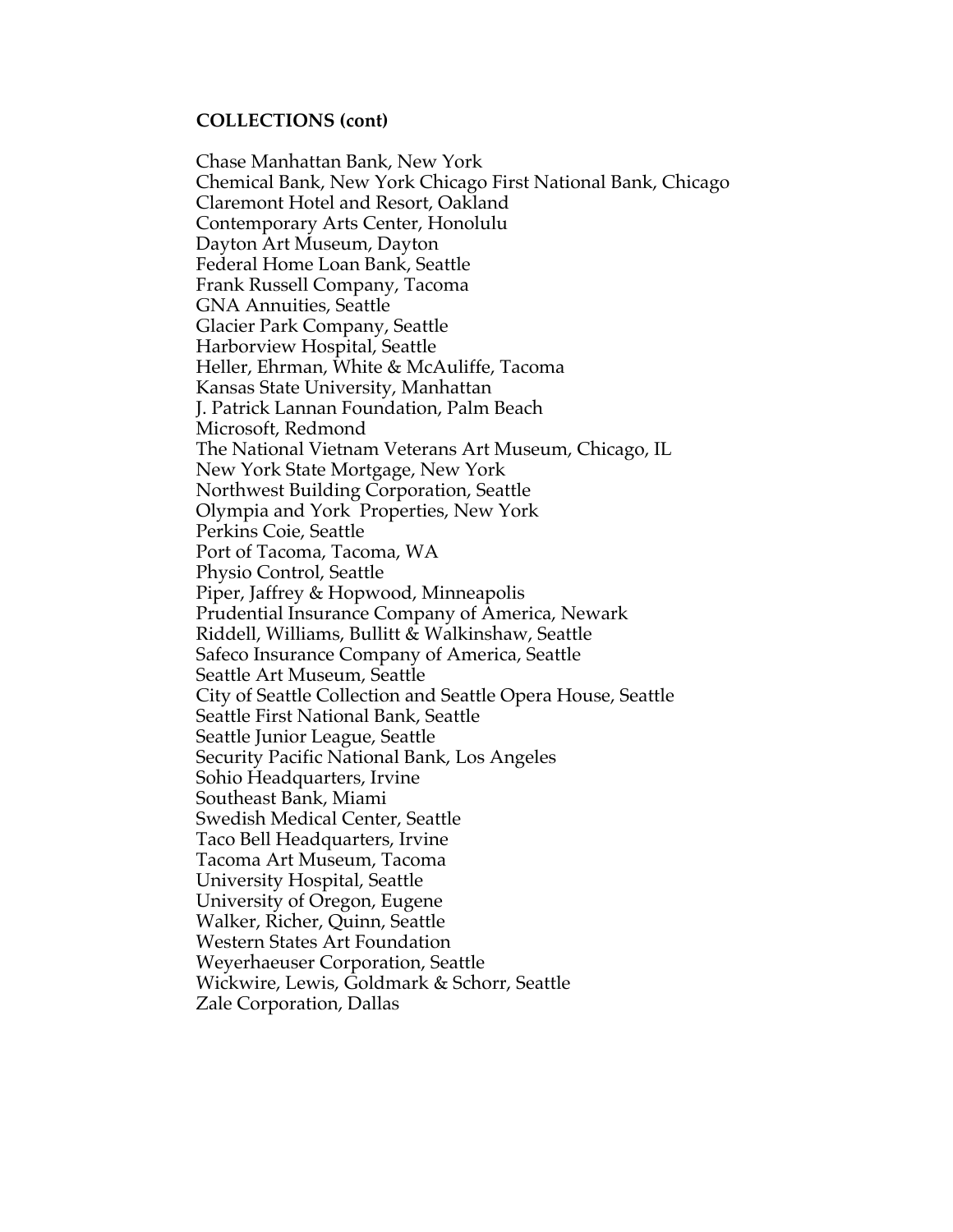**COLLECTIONS (cont)**

Chase Manhattan Bank, New York
Chemical Bank, New York Chicago First National Bank, Chicago
Claremont Hotel and Resort, Oakland
Contemporary Arts Center, Honolulu
Dayton Art Museum, Dayton
Federal Home Loan Bank, Seattle
Frank Russell Company, Tacoma
GNA Annuities, Seattle
Glacier Park Company, Seattle
Harborview Hospital, Seattle
Heller, Ehrman, White & McAuliffe, Tacoma
Kansas State University, Manhattan
J. Patrick Lannan Foundation, Palm Beach
Microsoft, Redmond
The National Vietnam Veterans Art Museum, Chicago, IL
New York State Mortgage, New York
Northwest Building Corporation, Seattle
Olympia and York Properties, New York
Perkins Coie, Seattle
Port of Tacoma, Tacoma, WA
Physio Control, Seattle
Piper, Jaffrey & Hopwood, Minneapolis
Prudential Insurance Company of America, Newark
Riddell, Williams, Bullitt & Walkinshaw, Seattle
Safeco Insurance Company of America, Seattle
Seattle Art Museum, Seattle
City of Seattle Collection and Seattle Opera House, Seattle
Seattle First National Bank, Seattle
Seattle Junior League, Seattle
Security Pacific National Bank, Los Angeles
Sohio Headquarters, Irvine
Southeast Bank, Miami
Swedish Medical Center, Seattle
Taco Bell Headquarters, Irvine
Tacoma Art Museum, Tacoma
University Hospital, Seattle
University of Oregon, Eugene
Walker, Richer, Quinn, Seattle
Western States Art Foundation
Weyerhaeuser Corporation, Seattle
Wickwire, Lewis, Goldmark & Schorr, Seattle
Zale Corporation, Dallas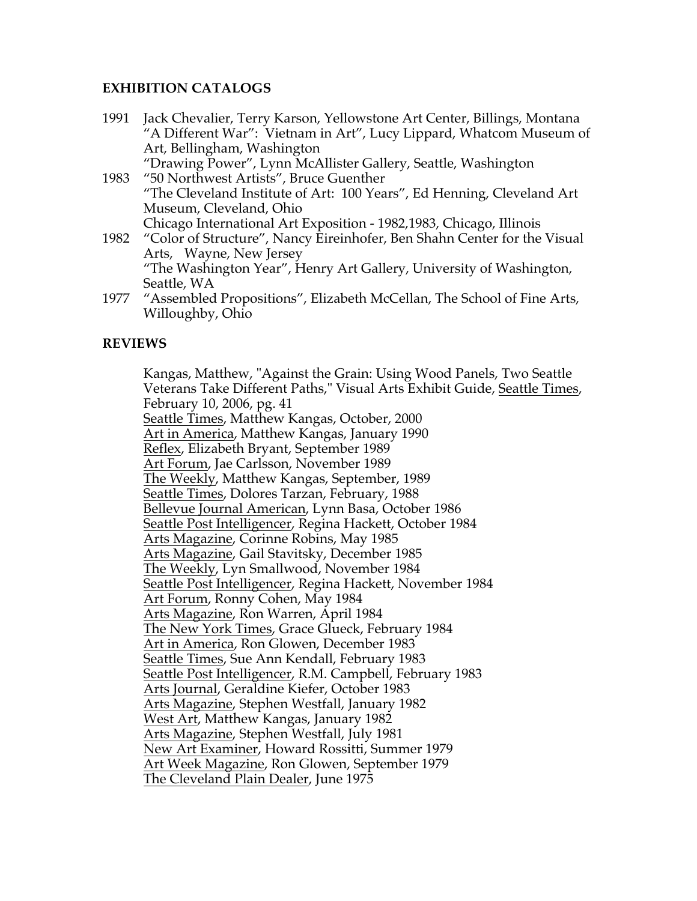## EXHIBITION CATALOGS

1991 Jack Chevalier, Terry Karson, Yellowstone Art Center, Billings, Montana
"A Different War": Vietnam in Art", Lucy Lippard, Whatcom Museum of Art, Bellingham, Washington
"Drawing Power", Lynn McAllister Gallery, Seattle, Washington

1983 "50 Northwest Artists", Bruce Guenther
"The Cleveland Institute of Art: 100 Years", Ed Henning, Cleveland Art Museum, Cleveland, Ohio
Chicago International Art Exposition - 1982,1983, Chicago, Illinois

1982 "Color of Structure", Nancy Eireinhofer, Ben Shahn Center for the Visual Arts, Wayne, New Jersey
"The Washington Year", Henry Art Gallery, University of Washington, Seattle, WA

1977 "Assembled Propositions", Elizabeth McCellan, The School of Fine Arts, Willoughby, Ohio

## REVIEWS

Kangas, Matthew, "Against the Grain: Using Wood Panels, Two Seattle Veterans Take Different Paths," Visual Arts Exhibit Guide, Seattle Times, February 10, 2006, pg. 41
Seattle Times, Matthew Kangas, October, 2000
Art in America, Matthew Kangas, January 1990
Reflex, Elizabeth Bryant, September 1989
Art Forum, Jae Carlsson, November 1989
The Weekly, Matthew Kangas, September, 1989
Seattle Times, Dolores Tarzan, February, 1988
Bellevue Journal American, Lynn Basa, October 1986
Seattle Post Intelligencer, Regina Hackett, October 1984
Arts Magazine, Corinne Robins, May 1985
Arts Magazine, Gail Stavitsky, December 1985
The Weekly, Lyn Smallwood, November 1984
Seattle Post Intelligencer, Regina Hackett, November 1984
Art Forum, Ronny Cohen, May 1984
Arts Magazine, Ron Warren, April 1984
The New York Times, Grace Glueck, February 1984
Art in America, Ron Glowen, December 1983
Seattle Times, Sue Ann Kendall, February 1983
Seattle Post Intelligencer, R.M. Campbell, February 1983
Arts Journal, Geraldine Kiefer, October 1983
Arts Magazine, Stephen Westfall, January 1982
West Art, Matthew Kangas, January 1982
Arts Magazine, Stephen Westfall, July 1981
New Art Examiner, Howard Rossitti, Summer 1979
Art Week Magazine, Ron Glowen, September 1979
The Cleveland Plain Dealer, June 1975